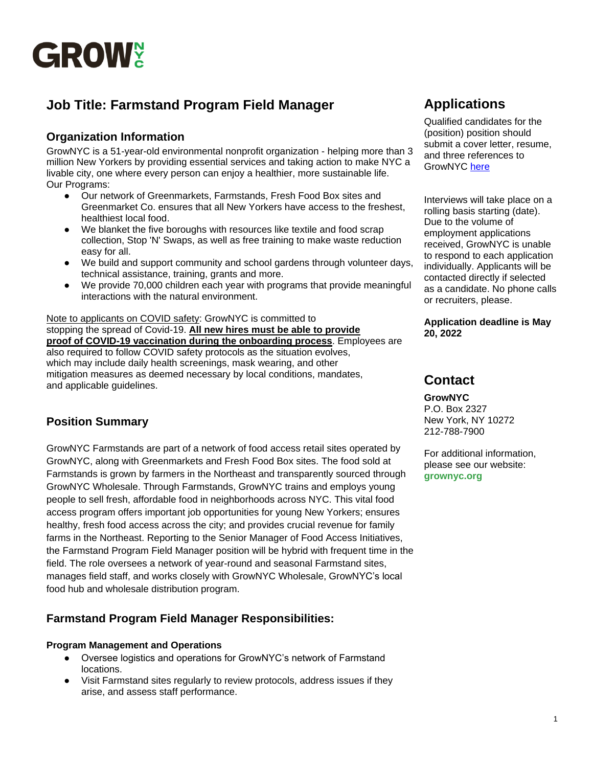GROW NYC

# Job Title: Farmstand Program Field Manager

## Organization Information

GrowNYC is a 51-year-old environmental nonprofit organization - helping more than 3 million New Yorkers by providing essential services and taking action to make NYC a livable city, one where every person can enjoy a healthier, more sustainable life.
Our Programs:

- Our network of Greenmarkets, Farmstands, Fresh Food Box sites and Greenmarket Co. ensures that all New Yorkers have access to the freshest, healthiest local food.
- We blanket the five boroughs with resources like textile and food scrap collection, Stop 'N' Swaps, as well as free training to make waste reduction easy for all.
- We build and support community and school gardens through volunteer days, technical assistance, training, grants and more.
- We provide 70,000 children each year with programs that provide meaningful interactions with the natural environment.

Note to applicants on COVID safety: GrowNYC is committed to stopping the spread of Covid-19. **All new hires must be able to provide proof of COVID-19 vaccination during the onboarding process**. Employees are also required to follow COVID safety protocols as the situation evolves, which may include daily health screenings, mask wearing, and other mitigation measures as deemed necessary by local conditions, mandates, and applicable guidelines.

## Position Summary

GrowNYC Farmstands are part of a network of food access retail sites operated by GrowNYC, along with Greenmarkets and Fresh Food Box sites. The food sold at Farmstands is grown by farmers in the Northeast and transparently sourced through GrowNYC Wholesale. Through Farmstands, GrowNYC trains and employs young people to sell fresh, affordable food in neighborhoods across NYC. This vital food access program offers important job opportunities for young New Yorkers; ensures healthy, fresh food access across the city; and provides crucial revenue for family farms in the Northeast. Reporting to the Senior Manager of Food Access Initiatives, the Farmstand Program Field Manager position will be hybrid with frequent time in the field. The role oversees a network of year-round and seasonal Farmstand sites, manages field staff, and works closely with GrowNYC Wholesale, GrowNYC's local food hub and wholesale distribution program.

## Farmstand Program Field Manager Responsibilities:

### Program Management and Operations

- Oversee logistics and operations for GrowNYC's network of Farmstand locations.
- Visit Farmstand sites regularly to review protocols, address issues if they arise, and assess staff performance.

## Applications

Qualified candidates for the (position) position should submit a cover letter, resume, and three references to GrowNYC [here](here)

Interviews will take place on a rolling basis starting (date). Due to the volume of employment applications received, GrowNYC is unable to respond to each application individually. Applicants will be contacted directly if selected as a candidate. No phone calls or recruiters, please.

**Application deadline is May 20, 2022**

## Contact

**GrowNYC**
P.O. Box 2327
New York, NY 10272
212-788-7900

For additional information, please see our website: **grownyc.org**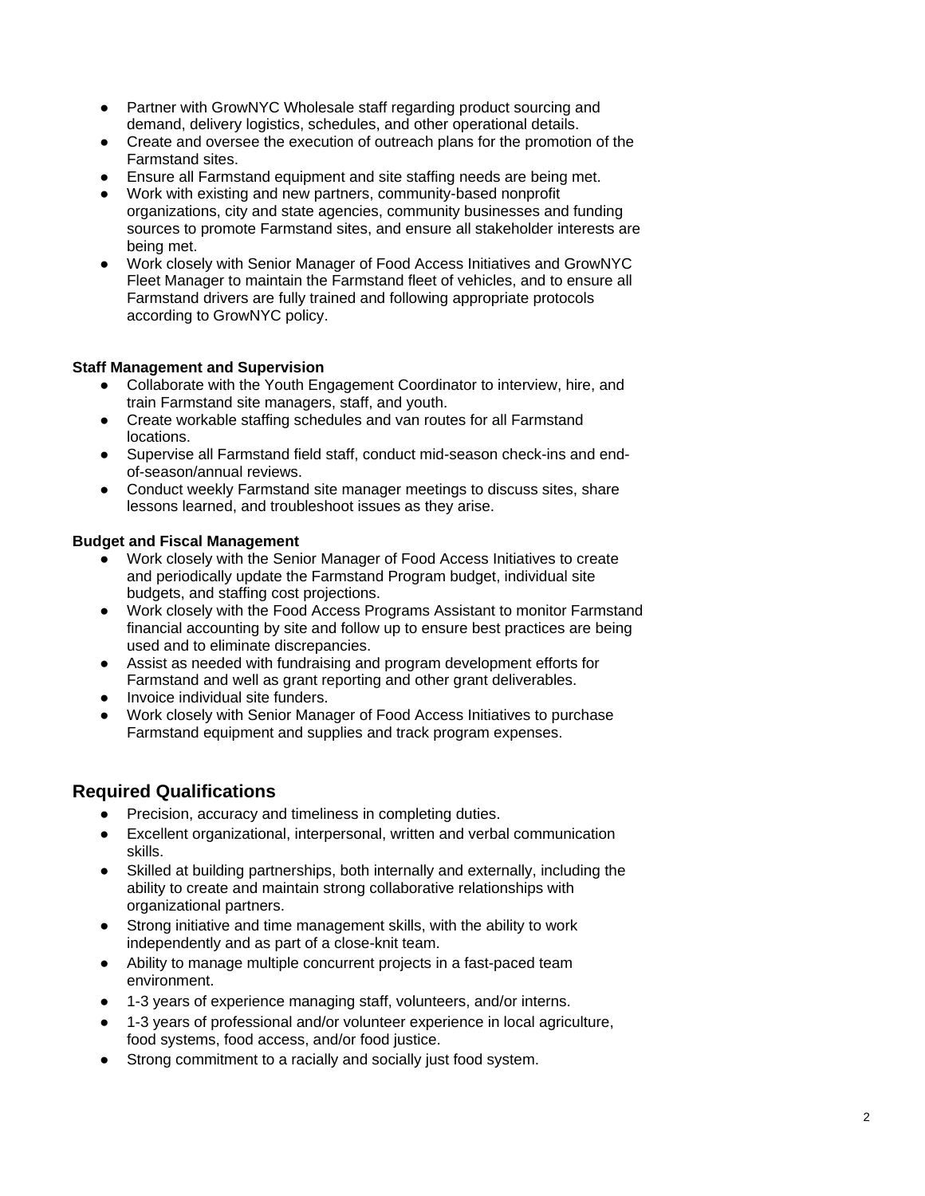- Partner with GrowNYC Wholesale staff regarding product sourcing and demand, delivery logistics, schedules, and other operational details.
- Create and oversee the execution of outreach plans for the promotion of the Farmstand sites.
- Ensure all Farmstand equipment and site staffing needs are being met.
- Work with existing and new partners, community-based nonprofit organizations, city and state agencies, community businesses and funding sources to promote Farmstand sites, and ensure all stakeholder interests are being met.
- Work closely with Senior Manager of Food Access Initiatives and GrowNYC Fleet Manager to maintain the Farmstand fleet of vehicles, and to ensure all Farmstand drivers are fully trained and following appropriate protocols according to GrowNYC policy.

**Staff Management and Supervision**

- Collaborate with the Youth Engagement Coordinator to interview, hire, and train Farmstand site managers, staff, and youth.
- Create workable staffing schedules and van routes for all Farmstand locations.
- Supervise all Farmstand field staff, conduct mid-season check-ins and end-of-season/annual reviews.
- Conduct weekly Farmstand site manager meetings to discuss sites, share lessons learned, and troubleshoot issues as they arise.

**Budget and Fiscal Management**

- Work closely with the Senior Manager of Food Access Initiatives to create and periodically update the Farmstand Program budget, individual site budgets, and staffing cost projections.
- Work closely with the Food Access Programs Assistant to monitor Farmstand financial accounting by site and follow up to ensure best practices are being used and to eliminate discrepancies.
- Assist as needed with fundraising and program development efforts for Farmstand and well as grant reporting and other grant deliverables.
- Invoice individual site funders.
- Work closely with Senior Manager of Food Access Initiatives to purchase Farmstand equipment and supplies and track program expenses.

## Required Qualifications

- Precision, accuracy and timeliness in completing duties.
- Excellent organizational, interpersonal, written and verbal communication skills.
- Skilled at building partnerships, both internally and externally, including the ability to create and maintain strong collaborative relationships with organizational partners.
- Strong initiative and time management skills, with the ability to work independently and as part of a close-knit team.
- Ability to manage multiple concurrent projects in a fast-paced team environment.
- 1-3 years of experience managing staff, volunteers, and/or interns.
- 1-3 years of professional and/or volunteer experience in local agriculture, food systems, food access, and/or food justice.
- Strong commitment to a racially and socially just food system.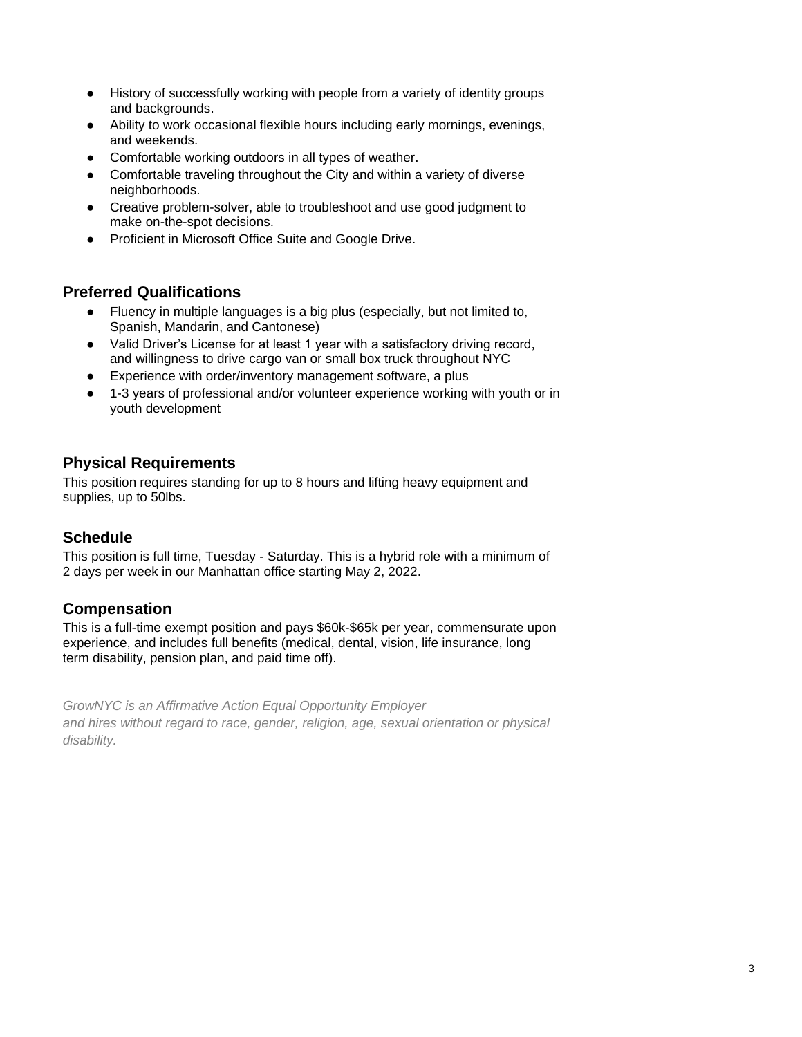- History of successfully working with people from a variety of identity groups and backgrounds.
- Ability to work occasional flexible hours including early mornings, evenings, and weekends.
- Comfortable working outdoors in all types of weather.
- Comfortable traveling throughout the City and within a variety of diverse neighborhoods.
- Creative problem-solver, able to troubleshoot and use good judgment to make on-the-spot decisions.
- Proficient in Microsoft Office Suite and Google Drive.

## Preferred Qualifications

- Fluency in multiple languages is a big plus (especially, but not limited to, Spanish, Mandarin, and Cantonese)
- Valid Driver's License for at least 1 year with a satisfactory driving record, and willingness to drive cargo van or small box truck throughout NYC
- Experience with order/inventory management software, a plus
- 1-3 years of professional and/or volunteer experience working with youth or in youth development

## Physical Requirements

This position requires standing for up to 8 hours and lifting heavy equipment and supplies, up to 50lbs.

## Schedule

This position is full time, Tuesday - Saturday. This is a hybrid role with a minimum of 2 days per week in our Manhattan office starting May 2, 2022.

## Compensation

This is a full-time exempt position and pays $60k-$65k per year, commensurate upon experience, and includes full benefits (medical, dental, vision, life insurance, long term disability, pension plan, and paid time off).

*GrowNYC is an Affirmative Action Equal Opportunity Employer and hires without regard to race, gender, religion, age, sexual orientation or physical disability.*